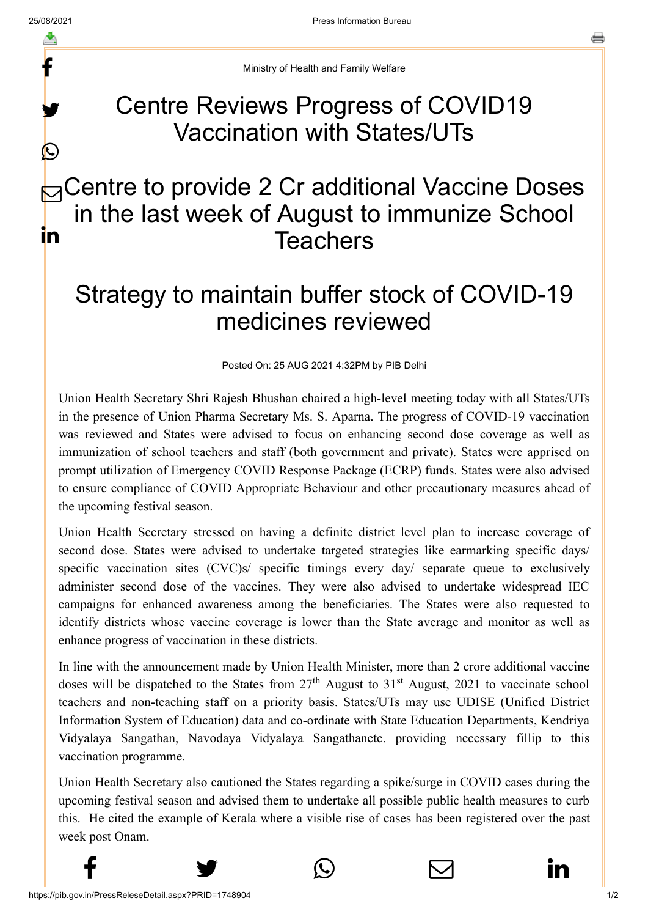Ministry of Health and Family Welfare

# Centre Reviews Progress of COVID19 Vaccination with States/UTs

# Centre to provide 2 Cr additional Vaccine Doses in the last week of August to immunize School Teachers

# Strategy to maintain buffer stock of COVID-19 medicines reviewed

Posted On: 25 AUG 2021 4:32PM by PIB Delhi

Union Health Secretary Shri Rajesh Bhushan chaired a high-level meeting today with all States/UTs in the presence of Union Pharma Secretary Ms. S. Aparna. The progress of COVID-19 vaccination was reviewed and States were advised to focus on enhancing second dose coverage as well as immunization of school teachers and staff (both government and private). States were apprised on prompt utilization of Emergency COVID Response Package (ECRP) funds. States were also advised to ensure compliance of COVID Appropriate Behaviour and other precautionary measures ahead of the upcoming festival season.

Union Health Secretary stressed on having a definite district level plan to increase coverage of second dose. States were advised to undertake targeted strategies like earmarking specific days/ specific vaccination sites (CVC)s/ specific timings every day/ separate queue to exclusively administer second dose of the vaccines. They were also advised to undertake widespread IEC campaigns for enhanced awareness among the beneficiaries. The States were also requested to identify districts whose vaccine coverage is lower than the State average and monitor as well as enhance progress of vaccination in these districts.

In line with the announcement made by Union Health Minister, more than 2 crore additional vaccine doses will be dispatched to the States from 27th August to 31st August, 2021 to vaccinate school teachers and non-teaching staff on a priority basis. States/UTs may use UDISE (Unified District Information System of Education) data and co-ordinate with State Education Departments, Kendriya Vidyalaya Sangathan, Navodaya Vidyalaya Sangathanetc. providing necessary fillip to this vaccination programme.

Union Health Secretary also cautioned the States regarding a spike/surge in COVID cases during the upcoming festival season and advised them to undertake all possible public health measures to curb this. He cited the example of Kerala where a visible rise of cases has been registered over the past week post Onam.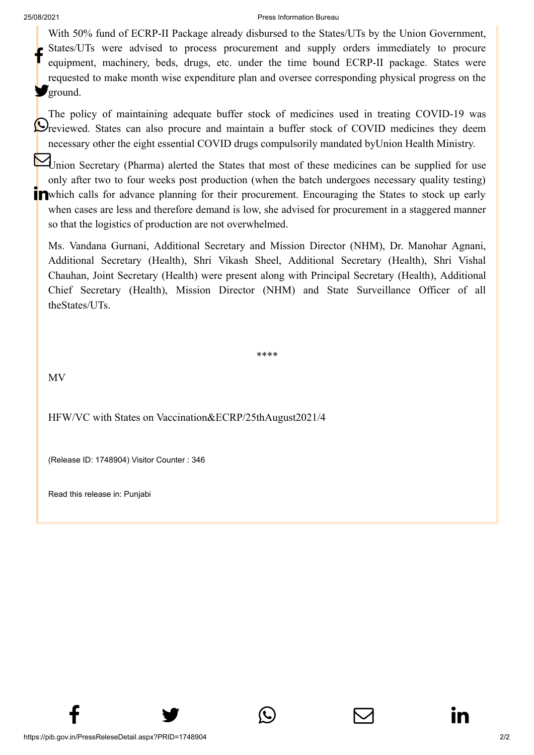With 50% fund of ECRP-II Package already disbursed to the States/UTs by the Union Government, States/UTs were advised to process procurement and supply orders immediately to procure equipment, machinery, beds, drugs, etc. under the time bound ECRP-II package. States were requested to make month wise expenditure plan and oversee corresponding physical progress on the ground.

The policy of maintaining adequate buffer stock of medicines used in treating COVID-19 was reviewed. States can also procure and maintain a buffer stock of COVID medicines they deem necessary other the eight essential COVID drugs compulsorily mandated byUnion Health Ministry.

Union Secretary (Pharma) alerted the States that most of these medicines can be supplied for use only after two to four weeks post production (when the batch undergoes necessary quality testing) which calls for advance planning for their procurement. Encouraging the States to stock up early when cases are less and therefore demand is low, she advised for procurement in a staggered manner so that the logistics of production are not overwhelmed.

Ms. Vandana Gurnani, Additional Secretary and Mission Director (NHM), Dr. Manohar Agnani, Additional Secretary (Health), Shri Vikash Sheel, Additional Secretary (Health), Shri Vishal Chauhan, Joint Secretary (Health) were present along with Principal Secretary (Health), Additional Chief Secretary (Health), Mission Director (NHM) and State Surveillance Officer of all theStates/UTs.

****

MV

HFW/VC with States on Vaccination&ECRP/25thAugust2021/4

(Release ID: 1748904) Visitor Counter : 346

Read this release in: Punjabi